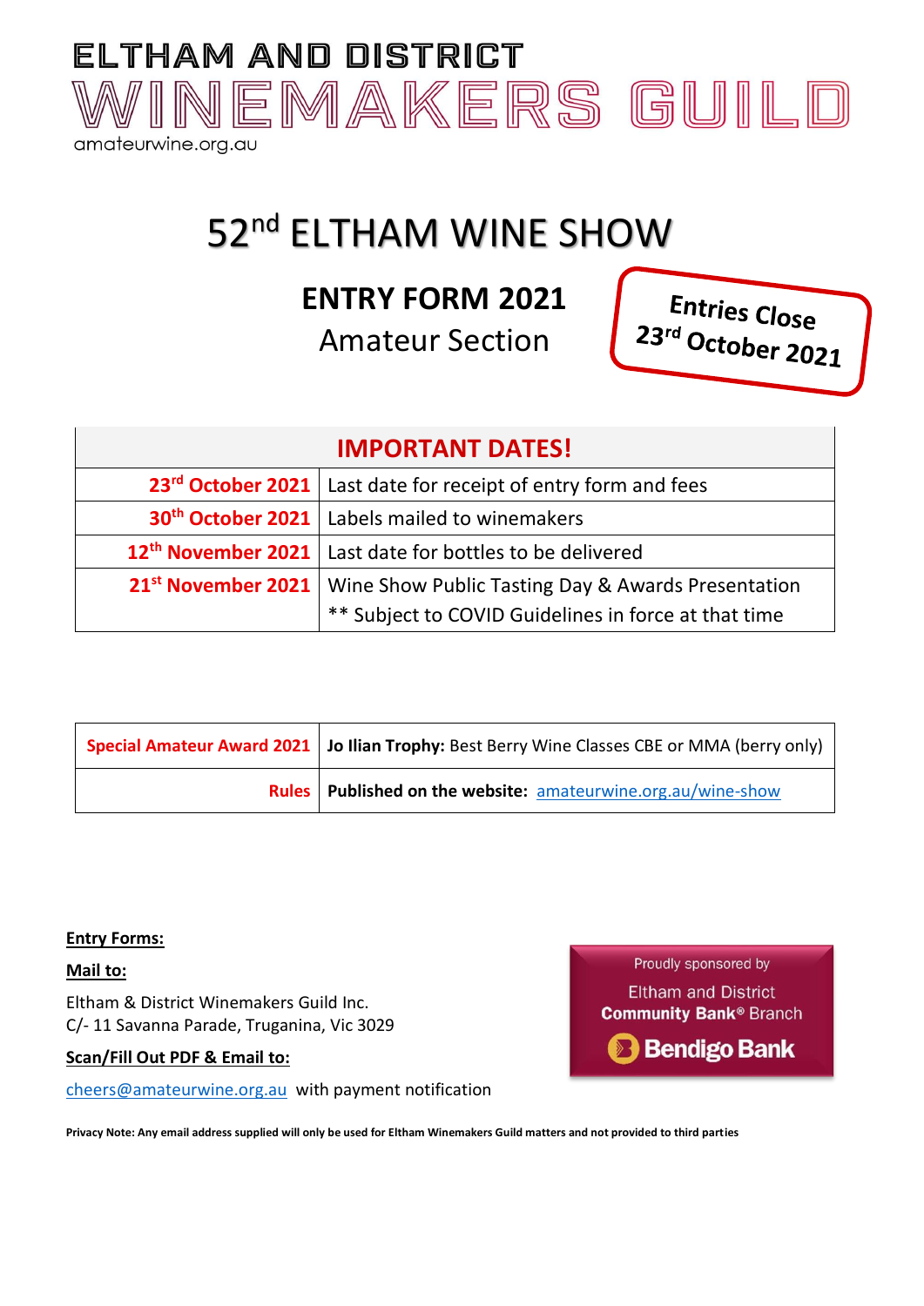# ELTHAM AND DISTRICT WINEMAKERS GUILD

amateurwine.org.au

# 52nd ELTHAM WINE SHOW

## ENTRY FORM 2021

Amateur Section

**Entries Close 23rd October 2021**

| IMPORTANT DATES! | |
|---|---|
| 23rd October 2021 | Last date for receipt of entry form and fees |
| 30th October 2021 | Labels mailed to winemakers |
| 12th November 2021 | Last date for bottles to be delivered |
| 21st November 2021 | Wine Show Public Tasting Day & Awards Presentation<br>** Subject to COVID Guidelines in force at that time |

| | |
|---|---|
| Special Amateur Award 2021 | **Jo Ilian Trophy:** Best Berry Wine Classes CBE or MMA (berry only) |
| Rules | **Published on the website:** amateurwine.org.au/wine-show |

**Entry Forms:**

**Mail to:**

Eltham & District Winemakers Guild Inc.
C/- 11 Savanna Parade, Truganina, Vic 3029

**Scan/Fill Out PDF & Email to:**

cheers@amateurwine.org.au with payment notification

Proudly sponsored by
Eltham and District
**Community Bank® Branch**
**Bendigo Bank**

**Privacy Note: Any email address supplied will only be used for Eltham Winemakers Guild matters and not provided to third parties**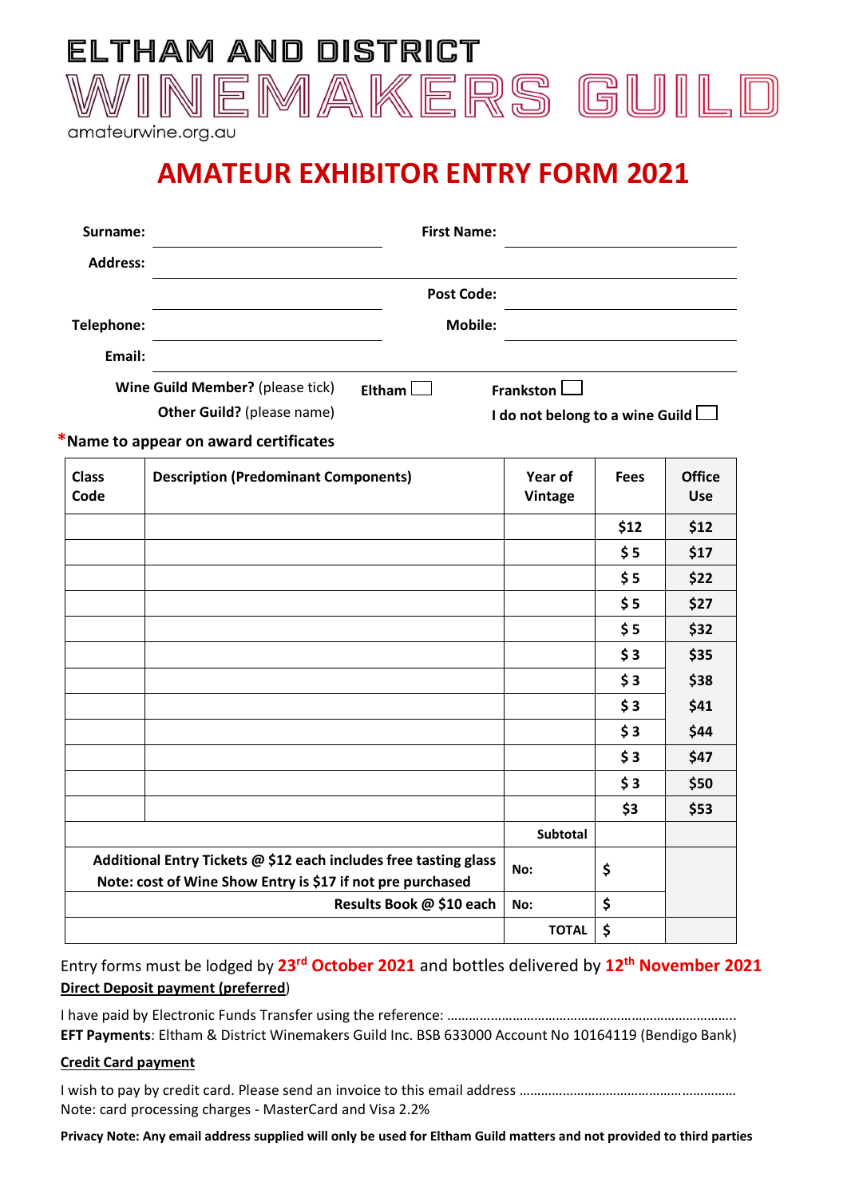ELTHAM AND DISTRICT

# WINEMAKERS GUILD

amateurwine.org.au

## AMATEUR EXHIBITOR ENTRY FORM 2021

**Surname:** ____________________ **First Name:** ____________________

**Address:** ________________________________________

____________________ **Post Code:** ____________________

**Telephone:** ____________________ **Mobile:** ____________________

**Email:** ________________________________________

**Wine Guild Member?** (please tick) **Eltham** ☐ **Frankston** ☐

**Other Guild?** (please name) **I do not belong to a wine Guild** ☐

***Name to appear on award certificates**

| Class Code | Description (Predominant Components) | Year of Vintage | Fees | Office Use |
|---|---|---|---|---|
| | | | $12 | $12 |
| | | | $ 5 | $17 |
| | | | $ 5 | $22 |
| | | | $ 5 | $27 |
| | | | $ 5 | $32 |
| | | | $ 3 | $35 |
| | | | $ 3 | $38 |
| | | | $ 3 | $41 |
| | | | $ 3 | $44 |
| | | | $ 3 | $47 |
| | | | $ 3 | $50 |
| | | | $3 | $53 |
| | | Subtotal | | |
| **Additional Entry Tickets @ $12 each includes free tasting glass**<br>**Note: cost of Wine Show Entry is $17 if not pre purchased** | | **No:** | **$** | |
| **Results Book @ $10 each** | | **No:** | **$** | |
| | | **TOTAL** | **$** | |

Entry forms must be lodged by **23rd October 2021** and bottles delivered by **12th November 2021**

**Direct Deposit payment (preferred)**

I have paid by Electronic Funds Transfer using the reference: ……………………………………………………………………..

**EFT Payments**: Eltham & District Winemakers Guild Inc. BSB 633000 Account No 10164119 (Bendigo Bank)

**Credit Card payment**

I wish to pay by credit card. Please send an invoice to this email address …………………………………………………

Note: card processing charges - MasterCard and Visa 2.2%

**Privacy Note: Any email address supplied will only be used for Eltham Guild matters and not provided to third parties**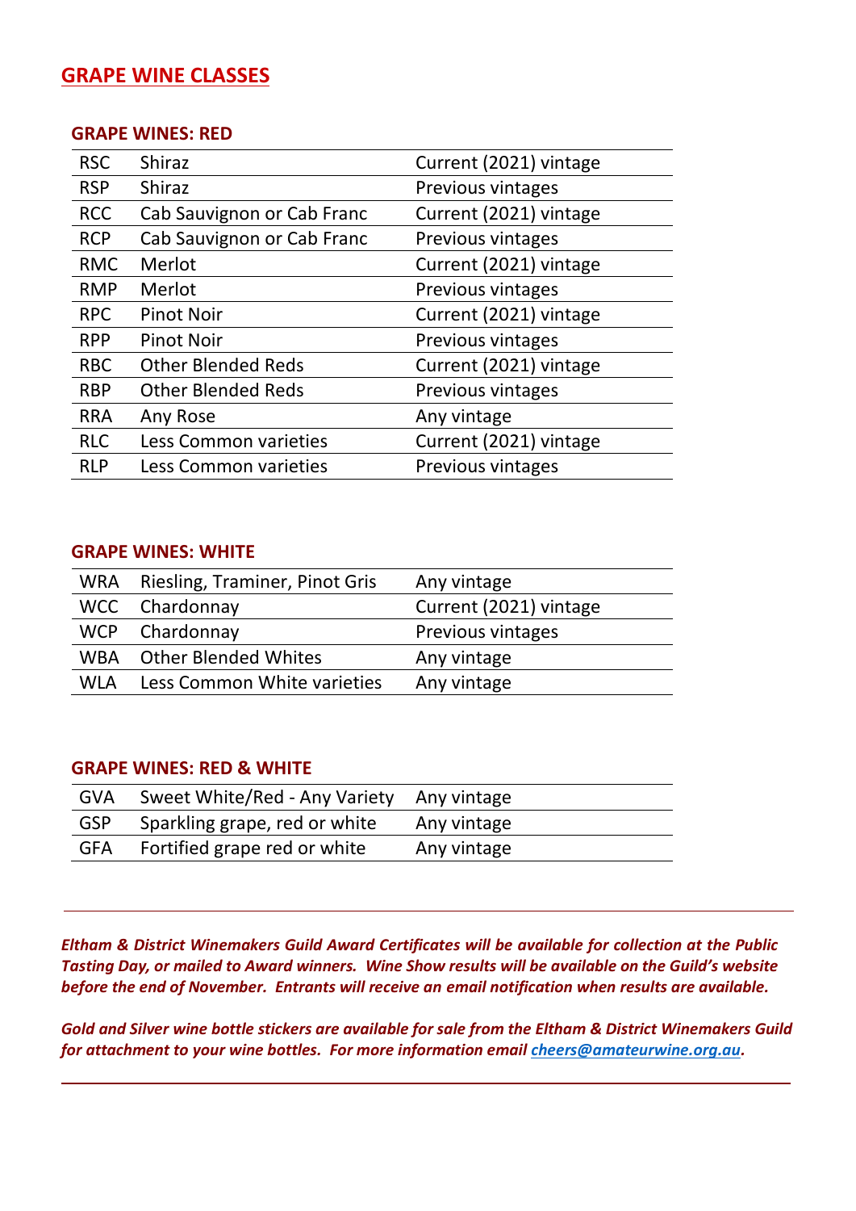## GRAPE WINE CLASSES

### GRAPE WINES: RED

| | | |
|---|---|---|
| RSC | Shiraz | Current (2021) vintage |
| RSP | Shiraz | Previous vintages |
| RCC | Cab Sauvignon or Cab Franc | Current (2021) vintage |
| RCP | Cab Sauvignon or Cab Franc | Previous vintages |
| RMC | Merlot | Current (2021) vintage |
| RMP | Merlot | Previous vintages |
| RPC | Pinot Noir | Current (2021) vintage |
| RPP | Pinot Noir | Previous vintages |
| RBC | Other Blended Reds | Current (2021) vintage |
| RBP | Other Blended Reds | Previous vintages |
| RRA | Any Rose | Any vintage |
| RLC | Less Common varieties | Current (2021) vintage |
| RLP | Less Common varieties | Previous vintages |

### GRAPE WINES: WHITE

| | | |
|---|---|---|
| WRA | Riesling, Traminer, Pinot Gris | Any vintage |
| WCC | Chardonnay | Current (2021) vintage |
| WCP | Chardonnay | Previous vintages |
| WBA | Other Blended Whites | Any vintage |
| WLA | Less Common White varieties | Any vintage |

### GRAPE WINES: RED & WHITE

| | | |
|---|---|---|
| GVA | Sweet White/Red - Any Variety | Any vintage |
| GSP | Sparkling grape, red or white | Any vintage |
| GFA | Fortified grape red or white | Any vintage |

***Eltham & District Winemakers Guild Award Certificates will be available for collection at the Public Tasting Day, or mailed to Award winners. Wine Show results will be available on the Guild's website before the end of November. Entrants will receive an email notification when results are available.***

***Gold and Silver wine bottle stickers are available for sale from the Eltham & District Winemakers Guild for attachment to your wine bottles. For more information email cheers@amateurwine.org.au.***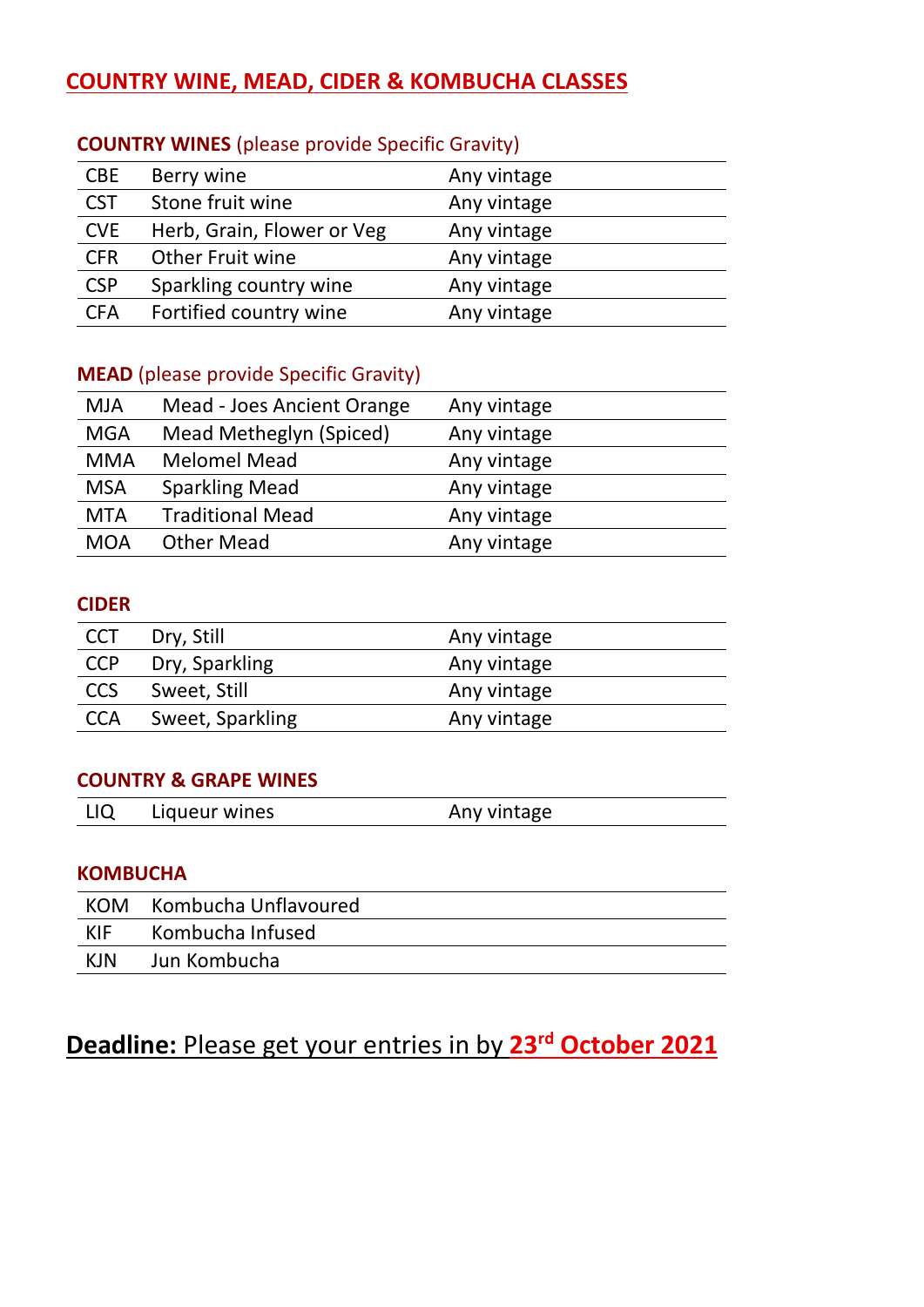## COUNTRY WINE, MEAD, CIDER & KOMBUCHA CLASSES

### **COUNTRY WINES** (please provide Specific Gravity)

| | | |
|---|---|---|
| CBE | Berry wine | Any vintage |
| CST | Stone fruit wine | Any vintage |
| CVE | Herb, Grain, Flower or Veg | Any vintage |
| CFR | Other Fruit wine | Any vintage |
| CSP | Sparkling country wine | Any vintage |
| CFA | Fortified country wine | Any vintage |

### **MEAD** (please provide Specific Gravity)

| | | |
|---|---|---|
| MJA | Mead - Joes Ancient Orange | Any vintage |
| MGA | Mead Metheglyn (Spiced) | Any vintage |
| MMA | Melomel Mead | Any vintage |
| MSA | Sparkling Mead | Any vintage |
| MTA | Traditional Mead | Any vintage |
| MOA | Other Mead | Any vintage |

### **CIDER**

| | | |
|---|---|---|
| CCT | Dry, Still | Any vintage |
| CCP | Dry, Sparkling | Any vintage |
| CCS | Sweet, Still | Any vintage |
| CCA | Sweet, Sparkling | Any vintage |

### **COUNTRY & GRAPE WINES**

| | | |
|---|---|---|
| LIQ | Liqueur wines | Any vintage |

### **KOMBUCHA**

| | |
|---|---|
| KOM | Kombucha Unflavoured |
| KIF | Kombucha Infused |
| KJN | Jun Kombucha |

**Deadline:** Please get your entries in by **23rd October 2021**